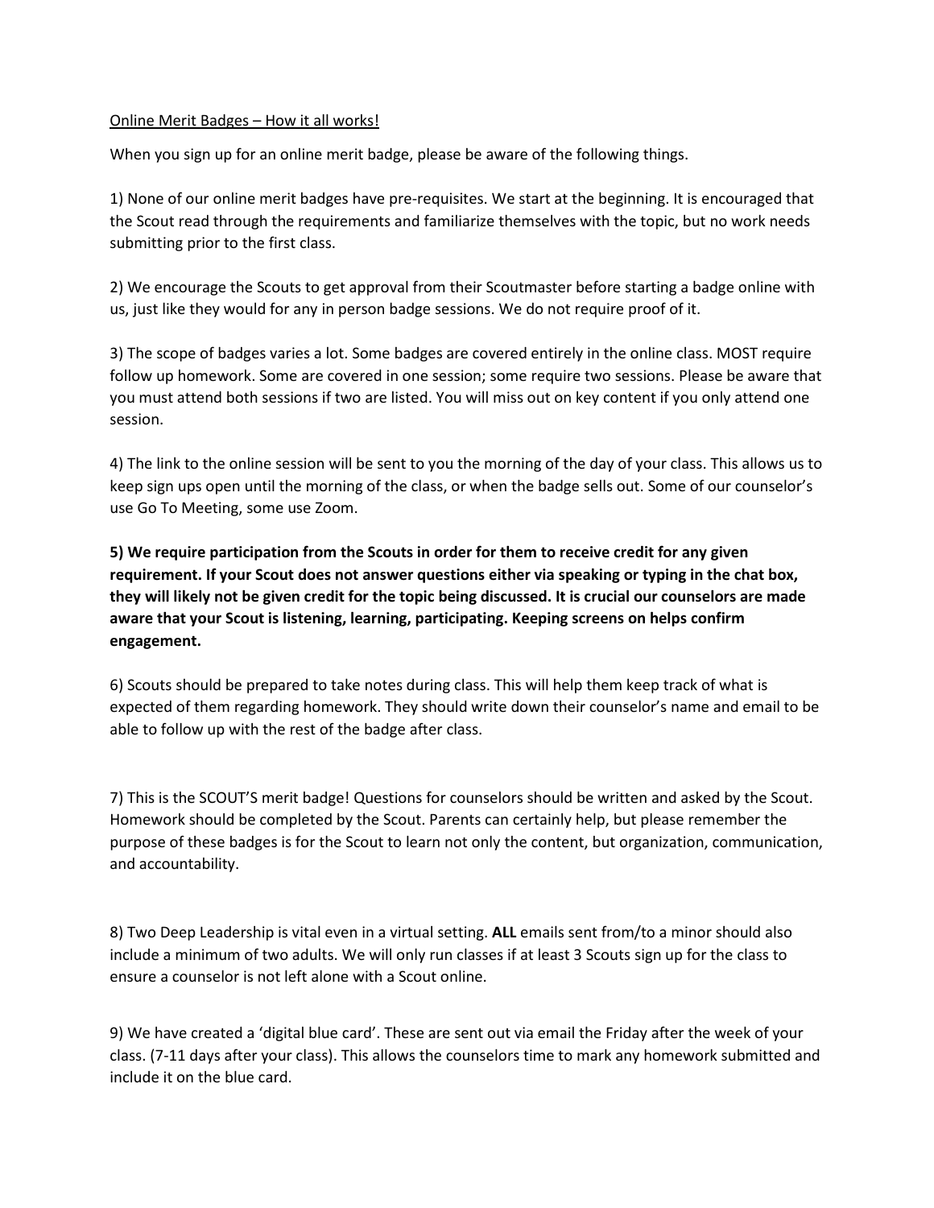Online Merit Badges – How it all works!

When you sign up for an online merit badge, please be aware of the following things.

1) None of our online merit badges have pre-requisites. We start at the beginning. It is encouraged that the Scout read through the requirements and familiarize themselves with the topic, but no work needs submitting prior to the first class.

2) We encourage the Scouts to get approval from their Scoutmaster before starting a badge online with us, just like they would for any in person badge sessions. We do not require proof of it.

3) The scope of badges varies a lot. Some badges are covered entirely in the online class. MOST require follow up homework. Some are covered in one session; some require two sessions. Please be aware that you must attend both sessions if two are listed. You will miss out on key content if you only attend one session.

4) The link to the online session will be sent to you the morning of the day of your class. This allows us to keep sign ups open until the morning of the class, or when the badge sells out. Some of our counselor's use Go To Meeting, some use Zoom.

**5) We require participation from the Scouts in order for them to receive credit for any given requirement. If your Scout does not answer questions either via speaking or typing in the chat box, they will likely not be given credit for the topic being discussed. It is crucial our counselors are made aware that your Scout is listening, learning, participating. Keeping screens on helps confirm engagement.**

6) Scouts should be prepared to take notes during class. This will help them keep track of what is expected of them regarding homework. They should write down their counselor's name and email to be able to follow up with the rest of the badge after class.

7) This is the SCOUT'S merit badge! Questions for counselors should be written and asked by the Scout. Homework should be completed by the Scout. Parents can certainly help, but please remember the purpose of these badges is for the Scout to learn not only the content, but organization, communication, and accountability.

8) Two Deep Leadership is vital even in a virtual setting. **ALL** emails sent from/to a minor should also include a minimum of two adults. We will only run classes if at least 3 Scouts sign up for the class to ensure a counselor is not left alone with a Scout online.

9) We have created a 'digital blue card'. These are sent out via email the Friday after the week of your class. (7-11 days after your class). This allows the counselors time to mark any homework submitted and include it on the blue card.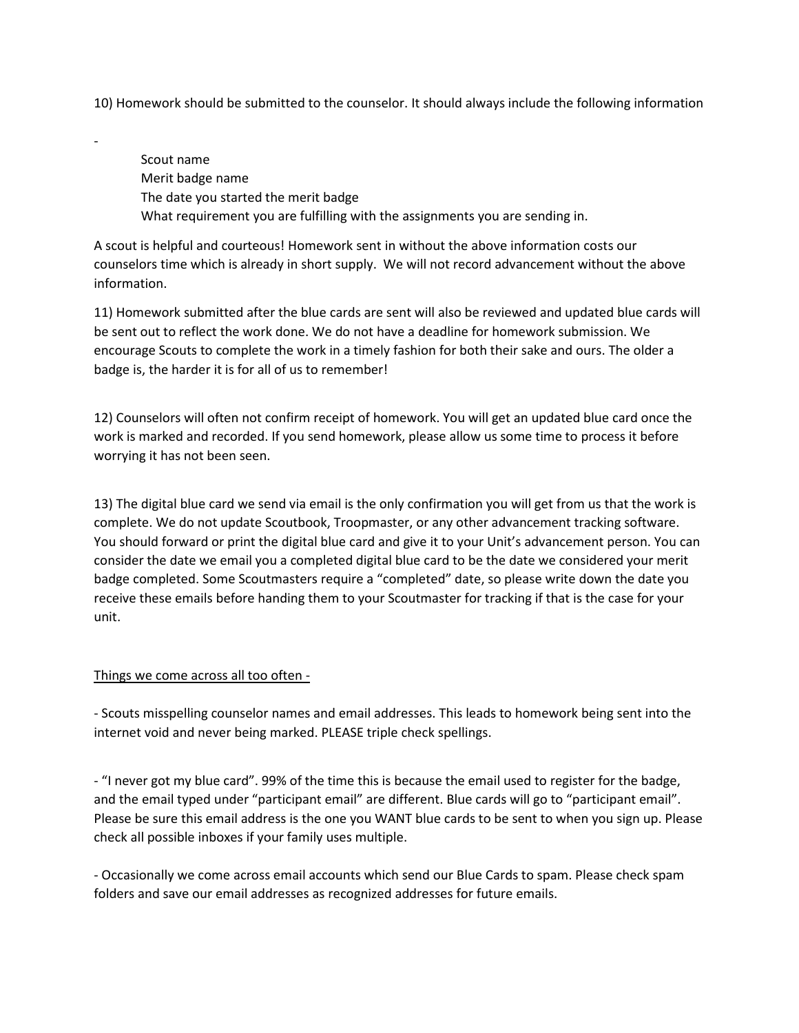10) Homework should be submitted to the counselor. It should always include the following information

-

Scout name
Merit badge name
The date you started the merit badge
What requirement you are fulfilling with the assignments you are sending in.

A scout is helpful and courteous! Homework sent in without the above information costs our counselors time which is already in short supply. We will not record advancement without the above information.

11) Homework submitted after the blue cards are sent will also be reviewed and updated blue cards will be sent out to reflect the work done. We do not have a deadline for homework submission. We encourage Scouts to complete the work in a timely fashion for both their sake and ours. The older a badge is, the harder it is for all of us to remember!

12) Counselors will often not confirm receipt of homework. You will get an updated blue card once the work is marked and recorded. If you send homework, please allow us some time to process it before worrying it has not been seen.

13) The digital blue card we send via email is the only confirmation you will get from us that the work is complete. We do not update Scoutbook, Troopmaster, or any other advancement tracking software. You should forward or print the digital blue card and give it to your Unit's advancement person. You can consider the date we email you a completed digital blue card to be the date we considered your merit badge completed. Some Scoutmasters require a "completed" date, so please write down the date you receive these emails before handing them to your Scoutmaster for tracking if that is the case for your unit.

<u>Things we come across all too often -</u>

- Scouts misspelling counselor names and email addresses. This leads to homework being sent into the internet void and never being marked. PLEASE triple check spellings.

- "I never got my blue card". 99% of the time this is because the email used to register for the badge, and the email typed under "participant email" are different. Blue cards will go to "participant email". Please be sure this email address is the one you WANT blue cards to be sent to when you sign up. Please check all possible inboxes if your family uses multiple.

- Occasionally we come across email accounts which send our Blue Cards to spam. Please check spam folders and save our email addresses as recognized addresses for future emails.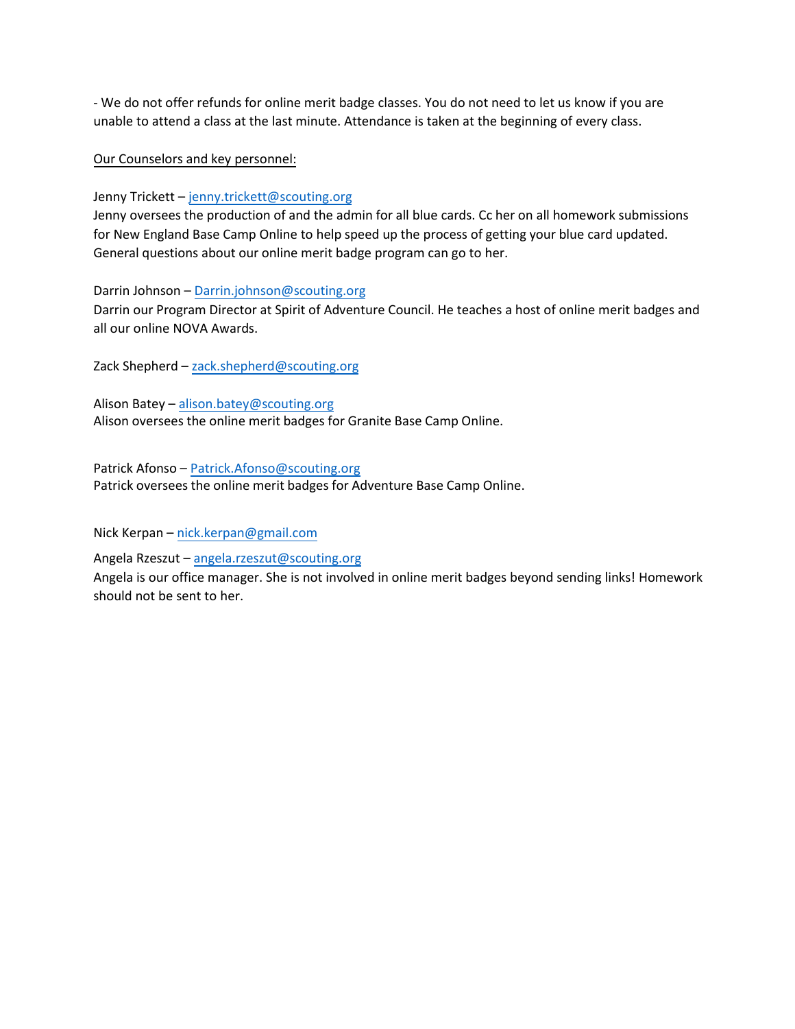- We do not offer refunds for online merit badge classes. You do not need to let us know if you are unable to attend a class at the last minute. Attendance is taken at the beginning of every class.

Our Counselors and key personnel:

Jenny Trickett – jenny.trickett@scouting.org
Jenny oversees the production of and the admin for all blue cards. Cc her on all homework submissions for New England Base Camp Online to help speed up the process of getting your blue card updated. General questions about our online merit badge program can go to her.

Darrin Johnson – Darrin.johnson@scouting.org
Darrin our Program Director at Spirit of Adventure Council. He teaches a host of online merit badges and all our online NOVA Awards.

Zack Shepherd – zack.shepherd@scouting.org

Alison Batey – alison.batey@scouting.org
Alison oversees the online merit badges for Granite Base Camp Online.

Patrick Afonso – Patrick.Afonso@scouting.org
Patrick oversees the online merit badges for Adventure Base Camp Online.

Nick Kerpan – nick.kerpan@gmail.com

Angela Rzeszut – angela.rzeszut@scouting.org
Angela is our office manager. She is not involved in online merit badges beyond sending links! Homework should not be sent to her.